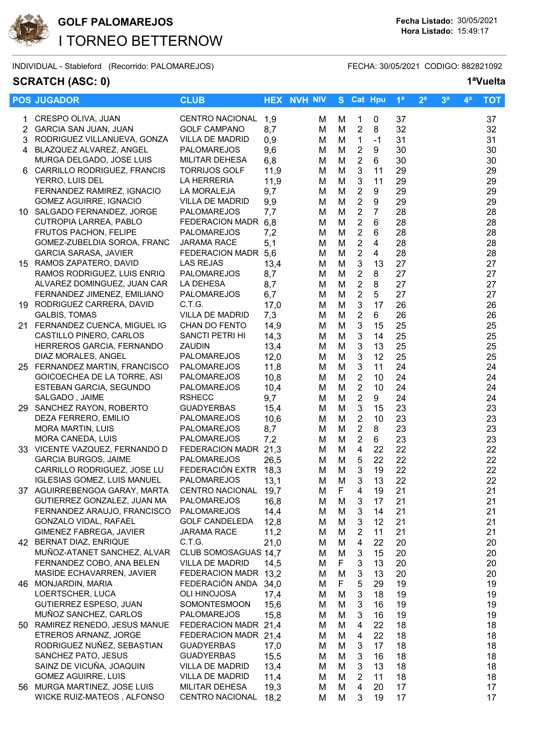# GOLF PALOMAREJOS

## I TORNEO BETTERNOW

**Fecha Listado:** 30/05/2021
**Hora Listado:** 15:49:17

INDIVIDUAL - Stableford (Recorrido: PALOMAREJOS)

FECHA: 30/05/2021 CODIGO: 882821092

**SCRATCH (ASC: 0)**

**1ªVuelta**

| POS | JUGADOR | CLUB | HEX | NVH | NIV | S | Cat | Hpu | 1ª | 2ª | 3ª | 4ª | TOT |
|---|---|---|---|---|---|---|---|---|---|---|---|---|---|
| 1 | CRESPO OLIVA, JUAN | CENTRO NACIONAL | 1,9 | | M | M | 1 | 0 | 37 | | | | 37 |
| 2 | GARCIA SAN JUAN, JUAN | GOLF CAMPANO | 8,7 | | M | M | 2 | 8 | 32 | | | | 32 |
| 3 | RODRIGUEZ VILLANUEVA, GONZA | VILLA DE MADRID | 0,9 | | M | M | 1 | -1 | 31 | | | | 31 |
| 4 | BLAZQUEZ ALVAREZ, ANGEL | PALOMAREJOS | 9,6 | | M | M | 2 | 9 | 30 | | | | 30 |
| | MURGA DELGADO, JOSE LUIS | MILITAR DEHESA | 6,8 | | M | M | 2 | 6 | 30 | | | | 30 |
| 6 | CARRILLO RODRIGUEZ, FRANCIS | TORRIJOS GOLF | 11,9 | | M | M | 3 | 11 | 29 | | | | 29 |
| | YERRO, LUIS DEL | LA HERRERIA | 11,9 | | M | M | 3 | 11 | 29 | | | | 29 |
| | FERNANDEZ RAMIREZ, IGNACIO | LA MORALEJA | 9,7 | | M | M | 2 | 9 | 29 | | | | 29 |
| | GOMEZ AGUIRRE, IGNACIO | VILLA DE MADRID | 9,9 | | M | M | 2 | 9 | 29 | | | | 29 |
| 10 | SALGADO FERNANDEZ, JORGE | PALOMAREJOS | 7,7 | | M | M | 2 | 7 | 28 | | | | 28 |
| | CUTROPIA LARREA, PABLO | FEDERACION MADR | 6,8 | | M | M | 2 | 6 | 28 | | | | 28 |
| | FRUTOS PACHON, FELIPE | PALOMAREJOS | 7,2 | | M | M | 2 | 6 | 28 | | | | 28 |
| | GOMEZ-ZUBELDIA SOROA, FRANC | JARAMA RACE | 5,1 | | M | M | 2 | 4 | 28 | | | | 28 |
| | GARCIA SARASA, JAVIER | FEDERACION MADR | 5,6 | | M | M | 2 | 4 | 28 | | | | 28 |
| 15 | RAMOS ZAPATERO, DAVID | LAS REJAS | 13,4 | | M | M | 3 | 13 | 27 | | | | 27 |
| | RAMOS RODRIGUEZ, LUIS ENRIQ | PALOMAREJOS | 8,7 | | M | M | 2 | 8 | 27 | | | | 27 |
| | ALVAREZ DOMINGUEZ, JUAN CAR | LA DEHESA | 8,7 | | M | M | 2 | 8 | 27 | | | | 27 |
| | FERNANDEZ JIMENEZ, EMILIANO | PALOMAREJOS | 6,7 | | M | M | 2 | 5 | 27 | | | | 27 |
| 19 | RODRIGUEZ CARRERA, DAVID | C.T.G. | 17,0 | | M | M | 3 | 17 | 26 | | | | 26 |
| | GALBIS, TOMAS | VILLA DE MADRID | 7,3 | | M | M | 2 | 6 | 26 | | | | 26 |
| 21 | FERNANDEZ CUENCA, MIGUEL IG | CHAN DO FENTO | 14,9 | | M | M | 3 | 15 | 25 | | | | 25 |
| | CASTILLO PINERO, CARLOS | SANCTI PETRI HI | 14,3 | | M | M | 3 | 14 | 25 | | | | 25 |
| | HERREROS GARCIA, FERNANDO | ZAUDIN | 13,4 | | M | M | 3 | 13 | 25 | | | | 25 |
| | DIAZ MORALES, ANGEL | PALOMAREJOS | 12,0 | | M | M | 3 | 12 | 25 | | | | 25 |
| 25 | FERNANDEZ MARTIN, FRANCISCO | PALOMAREJOS | 11,8 | | M | M | 3 | 11 | 24 | | | | 24 |
| | GOICOECHEA DE LA TORRE, ASI | PALOMAREJOS | 10,8 | | M | M | 2 | 10 | 24 | | | | 24 |
| | ESTEBAN GARCIA, SEGUNDO | PALOMAREJOS | 10,4 | | M | M | 2 | 10 | 24 | | | | 24 |
| | SALGADO , JAIME | RSHECC | 9,7 | | M | M | 2 | 9 | 24 | | | | 24 |
| 29 | SANCHEZ RAYON, ROBERTO | GUADYERBAS | 15,4 | | M | M | 3 | 15 | 23 | | | | 23 |
| | DEZA FERRERO, EMILIO | PALOMAREJOS | 10,6 | | M | M | 2 | 10 | 23 | | | | 23 |
| | MORA MARTIN, LUIS | PALOMAREJOS | 8,7 | | M | M | 2 | 8 | 23 | | | | 23 |
| | MORA CANEDA, LUIS | PALOMAREJOS | 7,2 | | M | M | 2 | 6 | 23 | | | | 23 |
| 33 | VICENTE VAZQUEZ, FERNANDO D | FEDERACION MADR | 21,3 | | M | M | 4 | 22 | 22 | | | | 22 |
| | GARCIA BURGOS, JAIME | PALOMAREJOS | 26,5 | | M | M | 5 | 22 | 22 | | | | 22 |
| | CARRILLO RODRIGUEZ, JOSE LU | FEDERACIÓN EXTR | 18,3 | | M | M | 3 | 19 | 22 | | | | 22 |
| | IGLESIAS GOMEZ, LUIS MANUEL | PALOMAREJOS | 13,1 | | M | M | 3 | 13 | 22 | | | | 22 |
| 37 | AGUIRREBENGOA GARAY, MARTA | CENTRO NACIONAL | 19,7 | | M | F | 4 | 19 | 21 | | | | 21 |
| | GUTIERREZ GONZALEZ, JUAN MA | PALOMAREJOS | 16,8 | | M | M | 3 | 17 | 21 | | | | 21 |
| | FERNANDEZ ARAUJO, FRANCISCO | PALOMAREJOS | 14,4 | | M | M | 3 | 14 | 21 | | | | 21 |
| | GONZALO VIDAL, RAFAEL | GOLF CANDELEDA | 12,8 | | M | M | 3 | 12 | 21 | | | | 21 |
| | GIMENEZ FABREGA, JAVIER | JARAMA RACE | 11,2 | | M | M | 2 | 11 | 21 | | | | 21 |
| 42 | BERNAT DIAZ, ENRIQUE | C.T.G. | 21,0 | | M | M | 4 | 22 | 20 | | | | 20 |
| | MUÑOZ-ATANET SANCHEZ, ALVAR | CLUB SOMOSAGUAS | 14,7 | | M | M | 3 | 15 | 20 | | | | 20 |
| | FERNANDEZ COBO, ANA BELEN | VILLA DE MADRID | 14,5 | | M | F | 3 | 13 | 20 | | | | 20 |
| | MASIDE ECHAVARREN, JAVIER | FEDERACION MADR | 13,2 | | M | M | 3 | 13 | 20 | | | | 20 |
| 46 | MONJARDIN, MARIA | FEDERACIÓN ANDA | 34,0 | | M | F | 5 | 29 | 19 | | | | 19 |
| | LOERTSCHER, LUCA | OLI HINOJOSA | 17,4 | | M | M | 3 | 18 | 19 | | | | 19 |
| | GUTIERREZ ESPESO, JUAN | SOMONTESMOON | 15,6 | | M | M | 3 | 16 | 19 | | | | 19 |
| | MUÑOZ SANCHEZ, CARLOS | PALOMAREJOS | 15,8 | | M | M | 3 | 16 | 19 | | | | 19 |
| 50 | RAMIREZ RENEDO, JESUS MANUE | FEDERACION MADR | 21,4 | | M | M | 4 | 22 | 18 | | | | 18 |
| | ETREROS ARNANZ, JORGE | FEDERACION MADR | 21,4 | | M | M | 4 | 22 | 18 | | | | 18 |
| | RODRIGUEZ NUÑEZ, SEBASTIAN | GUADYERBAS | 17,0 | | M | M | 3 | 17 | 18 | | | | 18 |
| | SANCHEZ PATO, JESUS | GUADYERBAS | 15,5 | | M | M | 3 | 16 | 18 | | | | 18 |
| | SAINZ DE VICUÑA, JOAQUIN | VILLA DE MADRID | 13,4 | | M | M | 3 | 13 | 18 | | | | 18 |
| | GOMEZ AGUIRRE, LUIS | VILLA DE MADRID | 11,4 | | M | M | 2 | 11 | 18 | | | | 18 |
| 56 | MURGA MARTINEZ, JOSE LUIS | MILITAR DEHESA | 19,3 | | M | M | 4 | 20 | 17 | | | | 17 |
| | WICKE RUIZ-MATEOS , ALFONSO | CENTRO NACIONAL | 18,2 | | M | M | 3 | 19 | 17 | | | | 17 |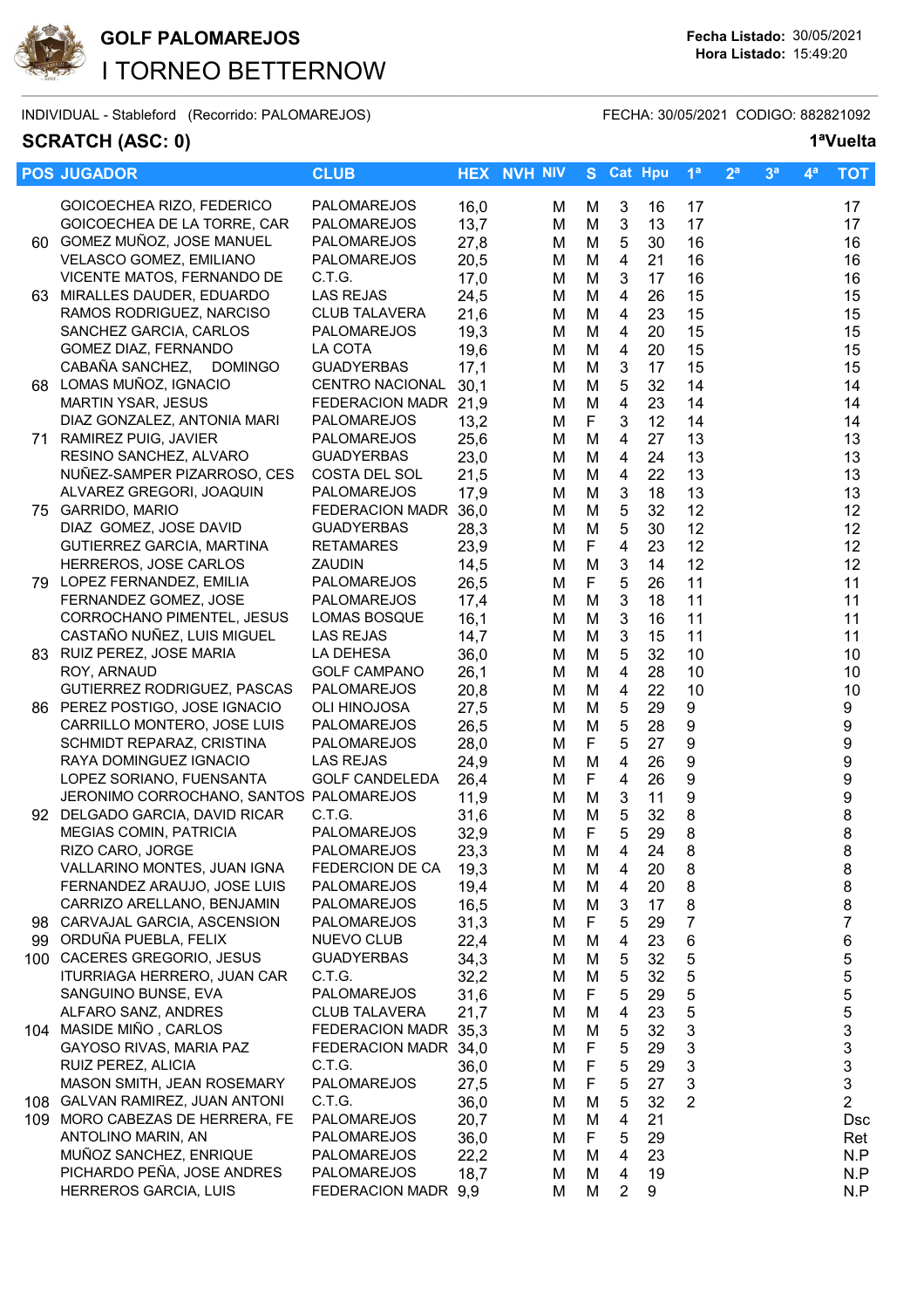# GOLF PALOMAREJOS

## I TORNEO BETTERNOW

**Fecha Listado:** 30/05/2021
**Hora Listado:** 15:49:20

INDIVIDUAL - Stableford (Recorrido: PALOMAREJOS) FECHA: 30/05/2021 CODIGO: 882821092

### SCRATCH (ASC: 0)

**1ªVuelta**

| POS | JUGADOR | CLUB | HEX | NVH | NIV | S | Cat | Hpu | 1ª | 2ª | 3ª | 4ª | TOT |
|---|---|---|---|---|---|---|---|---|---|---|---|---|---|
| | GOICOECHEA RIZO, FEDERICO | PALOMAREJOS | 16,0 | | M | M | 3 | 16 | 17 | | | | 17 |
| | GOICOECHEA DE LA TORRE, CAR | PALOMAREJOS | 13,7 | | M | M | 3 | 13 | 17 | | | | 17 |
| 60 | GOMEZ MUÑOZ, JOSE MANUEL | PALOMAREJOS | 27,8 | | M | M | 5 | 30 | 16 | | | | 16 |
| | VELASCO GOMEZ, EMILIANO | PALOMAREJOS | 20,5 | | M | M | 4 | 21 | 16 | | | | 16 |
| | VICENTE MATOS, FERNANDO DE | C.T.G. | 17,0 | | M | M | 3 | 17 | 16 | | | | 16 |
| 63 | MIRALLES DAUDER, EDUARDO | LAS REJAS | 24,5 | | M | M | 4 | 26 | 15 | | | | 15 |
| | RAMOS RODRIGUEZ, NARCISO | CLUB TALAVERA | 21,6 | | M | M | 4 | 23 | 15 | | | | 15 |
| | SANCHEZ GARCIA, CARLOS | PALOMAREJOS | 19,3 | | M | M | 4 | 20 | 15 | | | | 15 |
| | GOMEZ DIAZ, FERNANDO | LA COTA | 19,6 | | M | M | 4 | 20 | 15 | | | | 15 |
| | CABAÑA SANCHEZ, DOMINGO | GUADYERBAS | 17,1 | | M | M | 3 | 17 | 15 | | | | 15 |
| 68 | LOMAS MUÑOZ, IGNACIO | CENTRO NACIONAL | 30,1 | | M | M | 5 | 32 | 14 | | | | 14 |
| | MARTIN YSAR, JESUS | FEDERACION MADR | 21,9 | | M | M | 4 | 23 | 14 | | | | 14 |
| | DIAZ GONZALEZ, ANTONIA MARI | PALOMAREJOS | 13,2 | | M | F | 3 | 12 | 14 | | | | 14 |
| 71 | RAMIREZ PUIG, JAVIER | PALOMAREJOS | 25,6 | | M | M | 4 | 27 | 13 | | | | 13 |
| | RESINO SANCHEZ, ALVARO | GUADYERBAS | 23,0 | | M | M | 4 | 24 | 13 | | | | 13 |
| | NUÑEZ-SAMPER PIZARROSO, CES | COSTA DEL SOL | 21,5 | | M | M | 4 | 22 | 13 | | | | 13 |
| | ALVAREZ GREGORI, JOAQUIN | PALOMAREJOS | 17,9 | | M | M | 3 | 18 | 13 | | | | 13 |
| 75 | GARRIDO, MARIO | FEDERACION MADR | 36,0 | | M | M | 5 | 32 | 12 | | | | 12 |
| | DIAZ GOMEZ, JOSE DAVID | GUADYERBAS | 28,3 | | M | M | 5 | 30 | 12 | | | | 12 |
| | GUTIERREZ GARCIA, MARTINA | RETAMARES | 23,9 | | M | F | 4 | 23 | 12 | | | | 12 |
| | HERREROS, JOSE CARLOS | ZAUDIN | 14,5 | | M | M | 3 | 14 | 12 | | | | 12 |
| 79 | LOPEZ FERNANDEZ, EMILIA | PALOMAREJOS | 26,5 | | M | F | 5 | 26 | 11 | | | | 11 |
| | FERNANDEZ GOMEZ, JOSE | PALOMAREJOS | 17,4 | | M | M | 3 | 18 | 11 | | | | 11 |
| | CORROCHANO PIMENTEL, JESUS | LOMAS BOSQUE | 16,1 | | M | M | 3 | 16 | 11 | | | | 11 |
| | CASTAÑO NUÑEZ, LUIS MIGUEL | LAS REJAS | 14,7 | | M | M | 3 | 15 | 11 | | | | 11 |
| 83 | RUIZ PEREZ, JOSE MARIA | LA DEHESA | 36,0 | | M | M | 5 | 32 | 10 | | | | 10 |
| | ROY, ARNAUD | GOLF CAMPANO | 26,1 | | M | M | 4 | 28 | 10 | | | | 10 |
| | GUTIERREZ RODRIGUEZ, PASCAS | PALOMAREJOS | 20,8 | | M | M | 4 | 22 | 10 | | | | 10 |
| 86 | PEREZ POSTIGO, JOSE IGNACIO | OLI HINOJOSA | 27,5 | | M | M | 5 | 29 | 9 | | | | 9 |
| | CARRILLO MONTERO, JOSE LUIS | PALOMAREJOS | 26,5 | | M | M | 5 | 28 | 9 | | | | 9 |
| | SCHMIDT REPARAZ, CRISTINA | PALOMAREJOS | 28,0 | | M | F | 5 | 27 | 9 | | | | 9 |
| | RAYA DOMINGUEZ IGNACIO | LAS REJAS | 24,9 | | M | M | 4 | 26 | 9 | | | | 9 |
| | LOPEZ SORIANO, FUENSANTA | GOLF CANDELEDA | 26,4 | | M | F | 4 | 26 | 9 | | | | 9 |
| | JERONIMO CORROCHANO, SANTOS | PALOMAREJOS | 11,9 | | M | M | 3 | 11 | 9 | | | | 9 |
| 92 | DELGADO GARCIA, DAVID RICAR | C.T.G. | 31,6 | | M | M | 5 | 32 | 8 | | | | 8 |
| | MEGIAS COMIN, PATRICIA | PALOMAREJOS | 32,9 | | M | F | 5 | 29 | 8 | | | | 8 |
| | RIZO CARO, JORGE | PALOMAREJOS | 23,3 | | M | M | 4 | 24 | 8 | | | | 8 |
| | VALLARINO MONTES, JUAN IGNA | FEDERCION DE CA | 19,3 | | M | M | 4 | 20 | 8 | | | | 8 |
| | FERNANDEZ ARAUJO, JOSE LUIS | PALOMAREJOS | 19,4 | | M | M | 4 | 20 | 8 | | | | 8 |
| | CARRIZO ARELLANO, BENJAMIN | PALOMAREJOS | 16,5 | | M | M | 3 | 17 | 8 | | | | 8 |
| 98 | CARVAJAL GARCIA, ASCENSION | PALOMAREJOS | 31,3 | | M | F | 5 | 29 | 7 | | | | 7 |
| 99 | ORDUÑA PUEBLA, FELIX | NUEVO CLUB | 22,4 | | M | M | 4 | 23 | 6 | | | | 6 |
| 100 | CACERES GREGORIO, JESUS | GUADYERBAS | 34,3 | | M | M | 5 | 32 | 5 | | | | 5 |
| | ITURRIAGA HERRERO, JUAN CAR | C.T.G. | 32,2 | | M | M | 5 | 32 | 5 | | | | 5 |
| | SANGUINO BUNSE, EVA | PALOMAREJOS | 31,6 | | M | F | 5 | 29 | 5 | | | | 5 |
| | ALFARO SANZ, ANDRES | CLUB TALAVERA | 21,7 | | M | M | 4 | 23 | 5 | | | | 5 |
| 104 | MASIDE MIÑO , CARLOS | FEDERACION MADR | 35,3 | | M | M | 5 | 32 | 3 | | | | 3 |
| | GAYOSO RIVAS, MARIA PAZ | FEDERACION MADR | 34,0 | | M | F | 5 | 29 | 3 | | | | 3 |
| | RUIZ PEREZ, ALICIA | C.T.G. | 36,0 | | M | F | 5 | 29 | 3 | | | | 3 |
| | MASON SMITH, JEAN ROSEMARY | PALOMAREJOS | 27,5 | | M | F | 5 | 27 | 3 | | | | 3 |
| 108 | GALVAN RAMIREZ, JUAN ANTONI | C.T.G. | 36,0 | | M | M | 5 | 32 | 2 | | | | 2 |
| 109 | MORO CABEZAS DE HERRERA, FE | PALOMAREJOS | 20,7 | | M | M | 4 | 21 | | | | | Dsc |
| | ANTOLINO MARIN, AN | PALOMAREJOS | 36,0 | | M | F | 5 | 29 | | | | | Ret |
| | MUÑOZ SANCHEZ, ENRIQUE | PALOMAREJOS | 22,2 | | M | M | 4 | 23 | | | | | N.P |
| | PICHARDO PEÑA, JOSE ANDRES | PALOMAREJOS | 18,7 | | M | M | 4 | 19 | | | | | N.P |
| | HERREROS GARCIA, LUIS | FEDERACION MADR | 9,9 | | M | M | 2 | 9 | | | | | N.P |